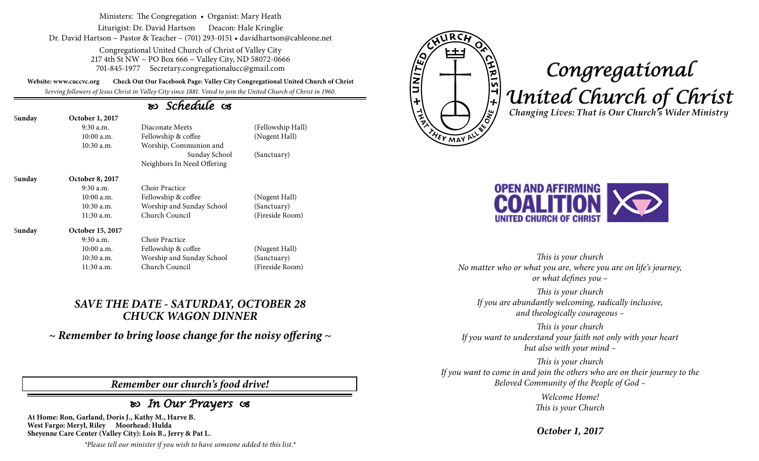Ministers: The Congregation • Organist: Mary Heath

Liturgist: Dr. David Hartson    Deacon: Hale Kringlie

Dr. David Hartson ~ Pastor & Teacher – (701) 293-0151 • davidhartson@cableone.net

Congregational United Church of Christ of Valley City
217 4th St NW ~ PO Box 666 ~ Valley City, ND 58072-0666
701-845-1977    Secretary.congregationalucc@gmail.com

**Website: www.cuccvc.org    Check Out Our Facebook Page: Valley City Congregational United Church of Christ**

*Serving followers of Jesus Christ in Valley City since 1881. Voted to join the United Church of Christ in 1960.*

## Schedule

| | | | |
|---|---|---|---|
| **Sunday** | **October 1, 2017** | | |
| | 9:30 a.m. | Diaconate Meets | (Fellowship Hall) |
| | 10:00 a.m. | Fellowship & coffee | (Nugent Hall) |
| | 10:30 a.m. | Worship, Communion and Sunday School | (Sanctuary) |
| | | Neighbors In Need Offering | |
| **Sunday** | **October 8, 2017** | | |
| | 9:30 a.m. | Choir Practice | |
| | 10:00 a.m. | Fellowship & coffee | (Nugent Hall) |
| | 10:30 a.m. | Worship and Sunday School | (Sanctuary) |
| | 11:30 a.m. | Church Council | (Fireside Room) |
| **Sunday** | **October 15, 2017** | | |
| | 9:30 a.m. | Choir Practice | |
| | 10:00 a.m. | Fellowship & coffee | (Nugent Hall) |
| | 10:30 a.m. | Worship and Sunday School | (Sanctuary) |
| | 11:30 a.m. | Church Council | (Fireside Room) |

***SAVE THE DATE - SATURDAY, OCTOBER 28***
***CHUCK WAGON DINNER***

***~ Remember to bring loose change for the noisy offering ~***

***Remember our church's food drive!***

## In Our Prayers

**At Home: Ron, Garland, Doris J., Kathy M., Harve B.**
**West Fargo: Meryl, Riley    Moorhead: Hulda**
**Sheyenne Care Center (Valley City): Lois B., Jerry & Pat L.**

*\*Please tell our minister if you wish to have someone added to this list.\**

# Congregational United Church of Christ

***Changing Lives: That is Our Church's Wider Ministry***

OPEN AND AFFIRMING COALITION UNITED CHURCH OF CHRIST

*This is your church*
*No matter who or what you are, where you are on life's journey, or what defines you –*

*This is your church*
*If you are abundantly welcoming, radically inclusive, and theologically courageous –*

*This is your church*
*If you want to understand your faith not only with your heart but also with your mind –*

*This is your church*
*If you want to come in and join the others who are on their journey to the Beloved Community of the People of God –*

*Welcome Home!*
*This is your Church*

***October 1, 2017***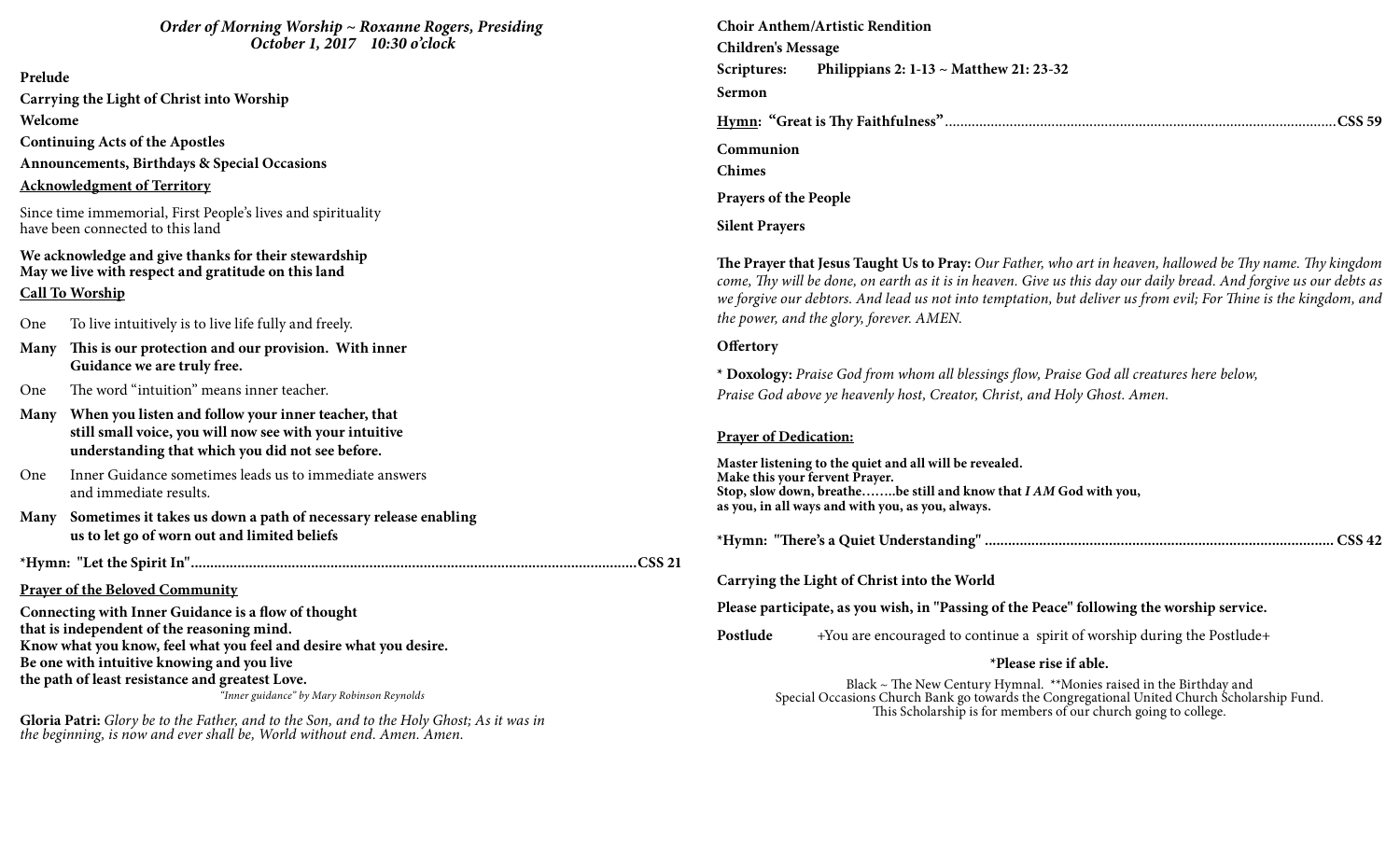## *Order of Morning Worship ~ Roxanne Rogers, Presiding*
## *October 1, 2017 10:30 o'clock*

**Prelude**

**Carrying the Light of Christ into Worship**

**Welcome**

**Continuing Acts of the Apostles**

**Announcements, Birthdays & Special Occasions**

**Acknowledgment of Territory**

Since time immemorial, First People's lives and spirituality have been connected to this land

**We acknowledge and give thanks for their stewardship**
**May we live with respect and gratitude on this land**

**Call To Worship**

One To live intuitively is to live life fully and freely.

**Many This is our protection and our provision. With inner Guidance we are truly free.**

One The word "intuition" means inner teacher.

**Many When you listen and follow your inner teacher, that still small voice, you will now see with your intuitive understanding that which you did not see before.**

One Inner Guidance sometimes leads us to immediate answers and immediate results.

**Many Sometimes it takes us down a path of necessary release enabling us to let go of worn out and limited beliefs**

**\*Hymn: "Let the Spirit In"........................................CSS 21**

**Prayer of the Beloved Community**

**Connecting with Inner Guidance is a flow of thought**
**that is independent of the reasoning mind.**
**Know what you know, feel what you feel and desire what you desire.**
**Be one with intuitive knowing and you live**
**the path of least resistance and greatest Love.**

*"Inner guidance" by Mary Robinson Reynolds*

**Gloria Patri:** *Glory be to the Father, and to the Son, and to the Holy Ghost; As it was in the beginning, is now and ever shall be, World without end. Amen. Amen.*

**Choir Anthem/Artistic Rendition**

**Children's Message**

**Scriptures: Philippians 2: 1-13 ~ Matthew 21: 23-32**

**Sermon**

**Hymn: "Great is Thy Faithfulness"........................................CSS 59**

**Communion**

**Chimes**

**Prayers of the People**

**Silent Prayers**

**The Prayer that Jesus Taught Us to Pray:** *Our Father, who art in heaven, hallowed be Thy name. Thy kingdom come, Thy will be done, on earth as it is in heaven. Give us this day our daily bread. And forgive us our debts as we forgive our debtors. And lead us not into temptation, but deliver us from evil; For Thine is the kingdom, and the power, and the glory, forever. AMEN.*

**Offertory**

\* **Doxology:** *Praise God from whom all blessings flow, Praise God all creatures here below, Praise God above ye heavenly host, Creator, Christ, and Holy Ghost. Amen.*

**Prayer of Dedication:**

**Master listening to the quiet and all will be revealed.**
**Make this your fervent Prayer.**
**Stop, slow down, breathe……..be still and know that *I AM* God with you,**
**as you, in all ways and with you, as you, always.**

**\*Hymn: "There's a Quiet Understanding" ........................................ CSS 42**

**Carrying the Light of Christ into the World**

**Please participate, as you wish, in "Passing of the Peace" following the worship service.**

**Postlude** +You are encouraged to continue a spirit of worship during the Postlude+

**\*Please rise if able.**

Black ~ The New Century Hymnal. \*\*Monies raised in the Birthday and Special Occasions Church Bank go towards the Congregational United Church Scholarship Fund. This Scholarship is for members of our church going to college.